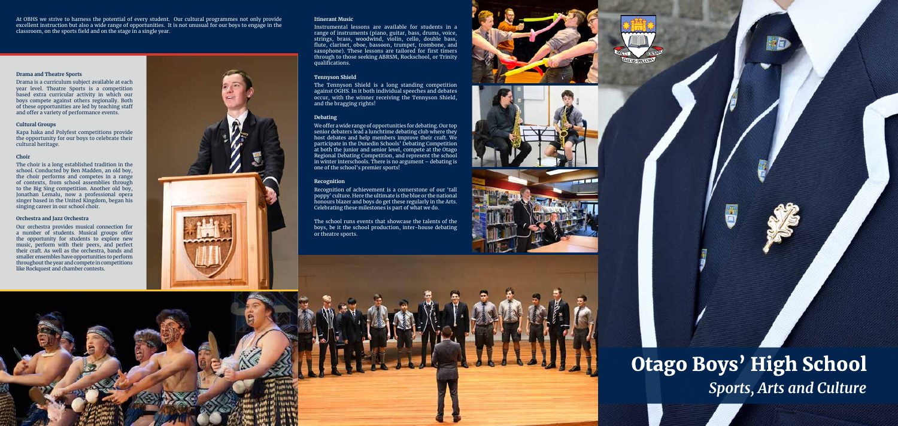At OBHS we strive to harness the potential of every student. Our cultural programmes not only provide excellent instruction but also a wide range of opportunities. It is not unusual for our boys to engage in the classroom, on the sports field and on the stage in a single year.

### Drama and Theatre Sports

Drama is a curriculum subject available at each year level. Theatre Sports is a competition based extra curricular activity in which our boys compete against others regionally. Both of these opportunities are led by teaching staff and offer a variety of performance events.

### Cultural Groups

Kapa haka and Polyfest competitions provide the opportunity for our boys to celebrate their cultural heritage.

### Choir

The choir is a long established tradition in the school. Conducted by Ben Madden, an old boy, the choir performs and competes in a range of contexts, from school assemblies through to the Big Sing competition. Another old boy, Jonathan Lemalu, now a professional opera singer based in the United Kingdom, began his singing career in our school choir.

### Orchestra and Jazz Orchestra

Our orchestra provides musical connection for a number of students. Musical groups offer the opportunity for students to explore new music, perform with their peers, and perfect their craft. As well as the orchestra, bands and smaller ensembles have opportunities to perform throughout the year and compete in competitions like Rockquest and chamber contests.

### Itinerant Music

Instrumental lessons are available for students in a range of instruments (piano, guitar, bass, drums, voice, strings, brass, woodwind, violin, cello, double bass, flute, clarinet, oboe, bassoon, trumpet, trombone, and saxophone). These lessons are tailored for first timers through to those seeking ABRSM, Rockschool, or Trinity qualifications.

### Tennyson Shield

The Tennyson Shield is a long standing competition against OGHS. In it both individual speeches and debates occur, with the winner receiving the Tennyson Shield, and the bragging rights!

### Debating

We offer a wide range of opportunities for debating. Our top senior debaters lead a lunchtime debating club where they host debates and help members improve their craft. We participate in the Dunedin Schools' Debating Competition at both the junior and senior level, compete at the Otago Regional Debating Competition, and represent the school in winter interschools. There is no argument – debating is one of the school's premier sports!

### Recognition

Recognition of achievement is a cornerstone of our 'tall poppy' culture. Here the ultimate is the blue or the national honours blazer and boys do get these regularly in the Arts. Celebrating these milestones is part of what we do.

The school runs events that showcase the talents of the boys, be it the school production, inter-house debating or theatre sports.

# Otago Boys' High School

## *Sports, Arts and Culture*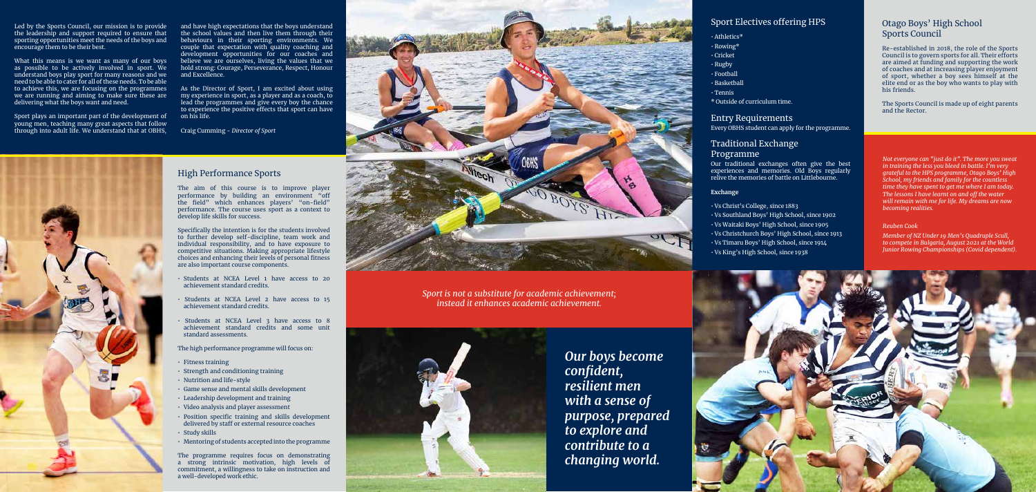Led by the Sports Council, our mission is to provide the leadership and support required to ensure that sporting opportunities meet the needs of the boys and encourage them to be their best.

What this means is we want as many of our boys as possible to be actively involved in sport. We understand boys play sport for many reasons and we need to be able to cater for all of these needs. To be able to achieve this, we are focusing on the programmes we are running and aiming to make sure these are delivering what the boys want and need.

Sport plays an important part of the development of young men, teaching many great aspects that follow through into adult life. We understand that at OBHS, and have high expectations that the boys understand the school values and then live them through their behaviours in their sporting environments. We couple that expectation with quality coaching and development opportunities for our coaches and believe we are ourselves, living the values that we hold strong: Courage, Perseverance, Respect, Honour and Excellence.

As the Director of Sport, I am excited about using my experience in sport, as a player and as a coach, to lead the programmes and give every boy the chance to experience the positive effects that sport can have on his life.

Craig Cumming - *Director of Sport*

## High Performance Sports

The aim of this course is to improve player performance by building an environment "off the field" which enhances players' "on-field" performance. The course uses sport as a context to develop life skills for success.

Specifically the intention is for the students involved to further develop self-discipline, team work and individual responsibility, and to have exposure to competitive situations. Making appropriate lifestyle choices and enhancing their levels of personal fitness are also important course components.

- Students at NCEA Level 1 have access to 20 achievement standard credits.
- Students at NCEA Level 2 have access to 15 achievement standard credits.
- Students at NCEA Level 3 have access to 8 achievement standard credits and some unit standard assessments.

The high performance programme will focus on:

- Fitness training
- Strength and conditioning training
- Nutrition and life-style
- Game sense and mental skills development
- Leadership development and training
- Video analysis and player assessment
- Position specific training and skills development delivered by staff or external resource coaches
- Study skills
- Mentoring of students accepted into the programme

The programme requires focus on demonstrating a strong intrinsic motivation, high levels of commitment, a willingness to take on instruction and a well-developed work ethic.

*Sport is not a substitute for academic achievement; instead it enhances academic achievement.*

*Our boys become confident, resilient men with a sense of purpose, prepared to explore and contribute to a changing world.*

## Sport Electives offering HPS

- Athletics*
- Rowing*
- Cricket
- Rugby
- Football
- Basketball
- Tennis

* Outside of curriculum time.

## Entry Requirements

Every OBHS student can apply for the programme.

## Traditional Exchange Programme

Our traditional exchanges often give the best experiences and memories. Old Boys regularly relive the memories of battle on Littlebourne.

**Exchange**

- Vs Christ's College, since 1883
- Vs Southland Boys' High School, since 1902
- Vs Waitaki Boys' High School, since 1905
- Vs Christchurch Boys' High School, since 1913
- Vs Timaru Boys' High School, since 1914
- Vs King's High School, since 1938

## Otago Boys' High School Sports Council

Re-established in 2018, the role of the Sports Council is to govern sports for all. Their efforts are aimed at funding and supporting the work of coaches and at increasing player enjoyment of sport, whether a boy sees himself at the elite end or as the boy who wants to play with his friends.

The Sports Council is made up of eight parents and the Rector.

*Not everyone can "just do it". The more you sweat in training the less you bleed in battle. I'm very grateful to the HPS programme, Otago Boys' High School, my friends and family for the countless time they have spent to get me where I am today. The lessons I have learnt on and off the water will remain with me for life. My dreams are now becoming realities.*

*Reuben Cook*

*Member of NZ Under 19 Men's Quadruple Scull, to compete in Bulgaria, August 2021 at the World Junior Rowing Championships (Covid dependent).*